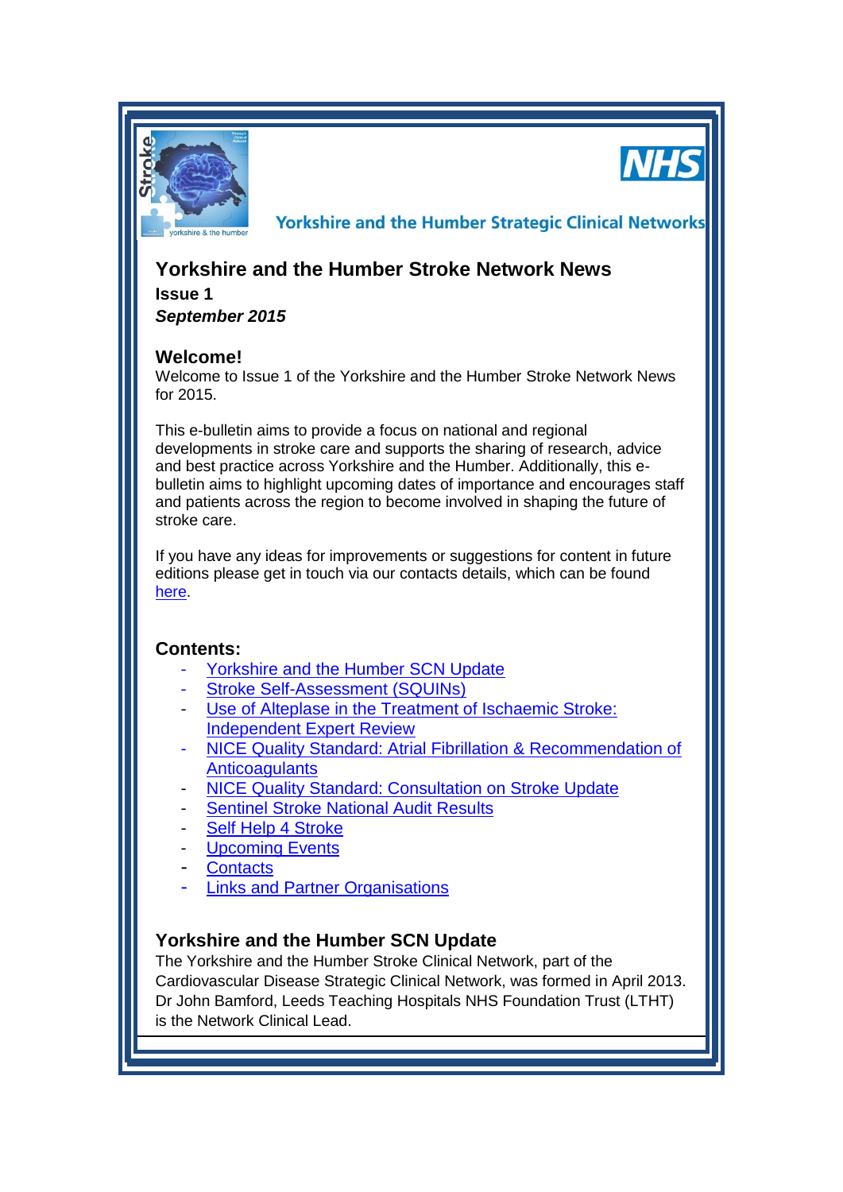NHS

Yorkshire and the Humber Strategic Clinical Networks

# Yorkshire and the Humber Stroke Network News

**Issue 1**

***September 2015***

## Welcome!

Welcome to Issue 1 of the Yorkshire and the Humber Stroke Network News for 2015.

This e-bulletin aims to provide a focus on national and regional developments in stroke care and supports the sharing of research, advice and best practice across Yorkshire and the Humber. Additionally, this e-bulletin aims to highlight upcoming dates of importance and encourages staff and patients across the region to become involved in shaping the future of stroke care.

If you have any ideas for improvements or suggestions for content in future editions please get in touch via our contacts details, which can be found here.

## Contents:

- Yorkshire and the Humber SCN Update
- Stroke Self-Assessment (SQUINs)
- Use of Alteplase in the Treatment of Ischaemic Stroke: Independent Expert Review
- NICE Quality Standard: Atrial Fibrillation & Recommendation of Anticoagulants
- NICE Quality Standard: Consultation on Stroke Update
- Sentinel Stroke National Audit Results
- Self Help 4 Stroke
- Upcoming Events
- Contacts
- Links and Partner Organisations

## Yorkshire and the Humber SCN Update

The Yorkshire and the Humber Stroke Clinical Network, part of the Cardiovascular Disease Strategic Clinical Network, was formed in April 2013. Dr John Bamford, Leeds Teaching Hospitals NHS Foundation Trust (LTHT) is the Network Clinical Lead.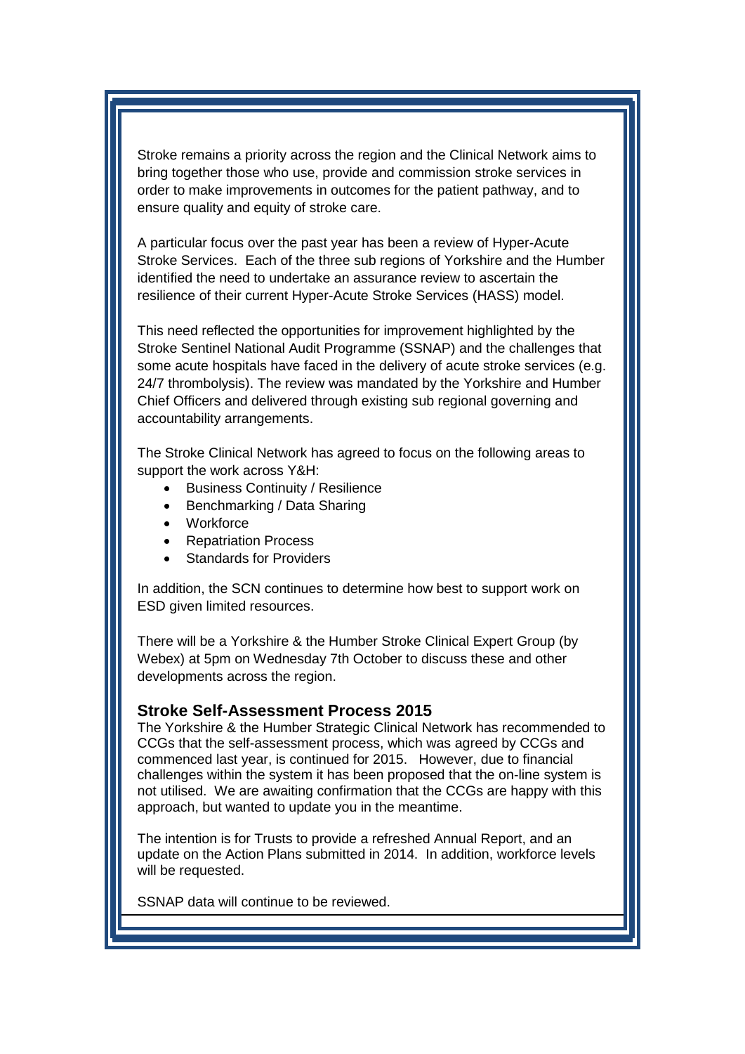Stroke remains a priority across the region and the Clinical Network aims to bring together those who use, provide and commission stroke services in order to make improvements in outcomes for the patient pathway, and to ensure quality and equity of stroke care.

A particular focus over the past year has been a review of Hyper-Acute Stroke Services. Each of the three sub regions of Yorkshire and the Humber identified the need to undertake an assurance review to ascertain the resilience of their current Hyper-Acute Stroke Services (HASS) model.

This need reflected the opportunities for improvement highlighted by the Stroke Sentinel National Audit Programme (SSNAP) and the challenges that some acute hospitals have faced in the delivery of acute stroke services (e.g. 24/7 thrombolysis). The review was mandated by the Yorkshire and Humber Chief Officers and delivered through existing sub regional governing and accountability arrangements.

The Stroke Clinical Network has agreed to focus on the following areas to support the work across Y&H:

- Business Continuity / Resilience
- Benchmarking / Data Sharing
- Workforce
- Repatriation Process
- Standards for Providers

In addition, the SCN continues to determine how best to support work on ESD given limited resources.

There will be a Yorkshire & the Humber Stroke Clinical Expert Group (by Webex) at 5pm on Wednesday 7th October to discuss these and other developments across the region.

## Stroke Self-Assessment Process 2015

The Yorkshire & the Humber Strategic Clinical Network has recommended to CCGs that the self-assessment process, which was agreed by CCGs and commenced last year, is continued for 2015. However, due to financial challenges within the system it has been proposed that the on-line system is not utilised. We are awaiting confirmation that the CCGs are happy with this approach, but wanted to update you in the meantime.

The intention is for Trusts to provide a refreshed Annual Report, and an update on the Action Plans submitted in 2014. In addition, workforce levels will be requested.

SSNAP data will continue to be reviewed.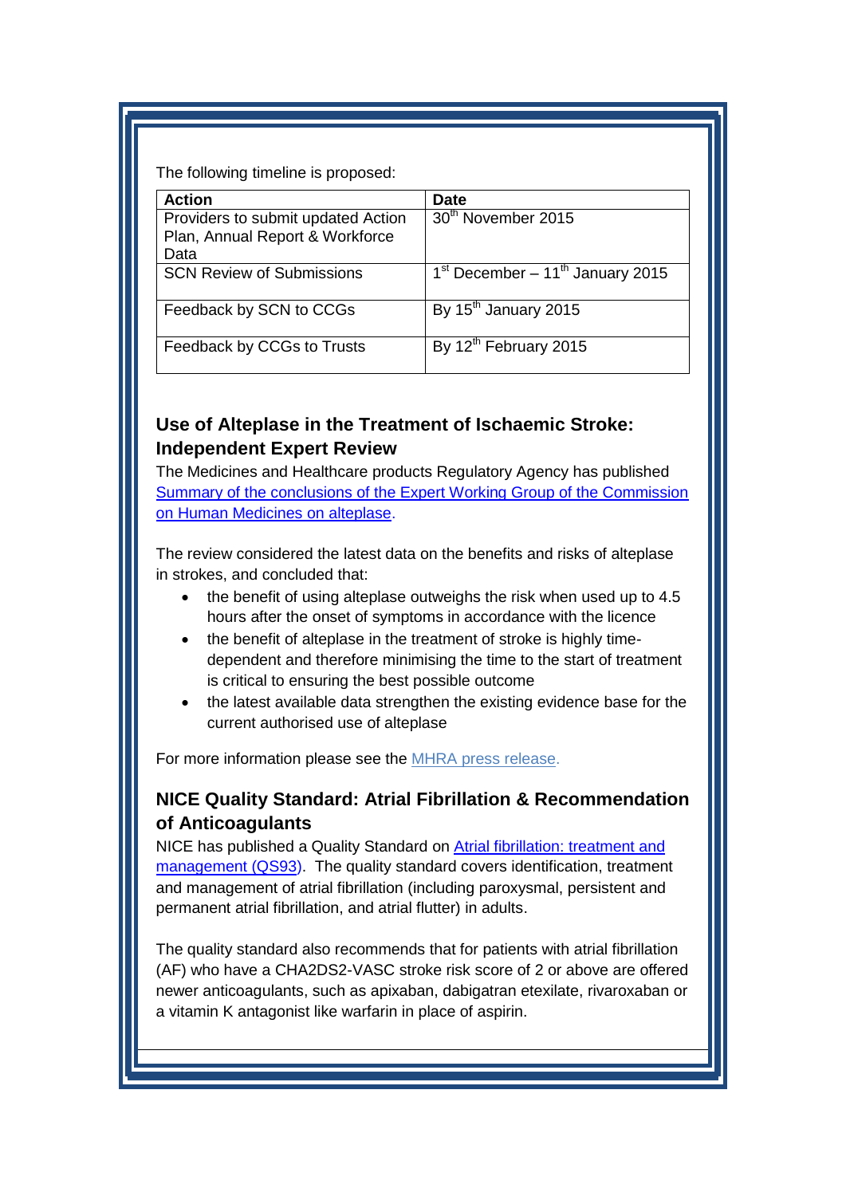The following timeline is proposed:

| Action | Date |
|---|---|
| Providers to submit updated Action Plan, Annual Report & Workforce Data | 30th November 2015 |
| SCN Review of Submissions | 1st December – 11th January 2015 |
| Feedback by SCN to CCGs | By 15th January 2015 |
| Feedback by CCGs to Trusts | By 12th February 2015 |

## Use of Alteplase in the Treatment of Ischaemic Stroke: Independent Expert Review

The Medicines and Healthcare products Regulatory Agency has published Summary of the conclusions of the Expert Working Group of the Commission on Human Medicines on alteplase.

The review considered the latest data on the benefits and risks of alteplase in strokes, and concluded that:

- the benefit of using alteplase outweighs the risk when used up to 4.5 hours after the onset of symptoms in accordance with the licence
- the benefit of alteplase in the treatment of stroke is highly time-dependent and therefore minimising the time to the start of treatment is critical to ensuring the best possible outcome
- the latest available data strengthen the existing evidence base for the current authorised use of alteplase

For more information please see the MHRA press release.

## NICE Quality Standard: Atrial Fibrillation & Recommendation of Anticoagulants

NICE has published a Quality Standard on Atrial fibrillation: treatment and management (QS93). The quality standard covers identification, treatment and management of atrial fibrillation (including paroxysmal, persistent and permanent atrial fibrillation, and atrial flutter) in adults.

The quality standard also recommends that for patients with atrial fibrillation (AF) who have a CHA2DS2-VASC stroke risk score of 2 or above are offered newer anticoagulants, such as apixaban, dabigatran etexilate, rivaroxaban or a vitamin K antagonist like warfarin in place of aspirin.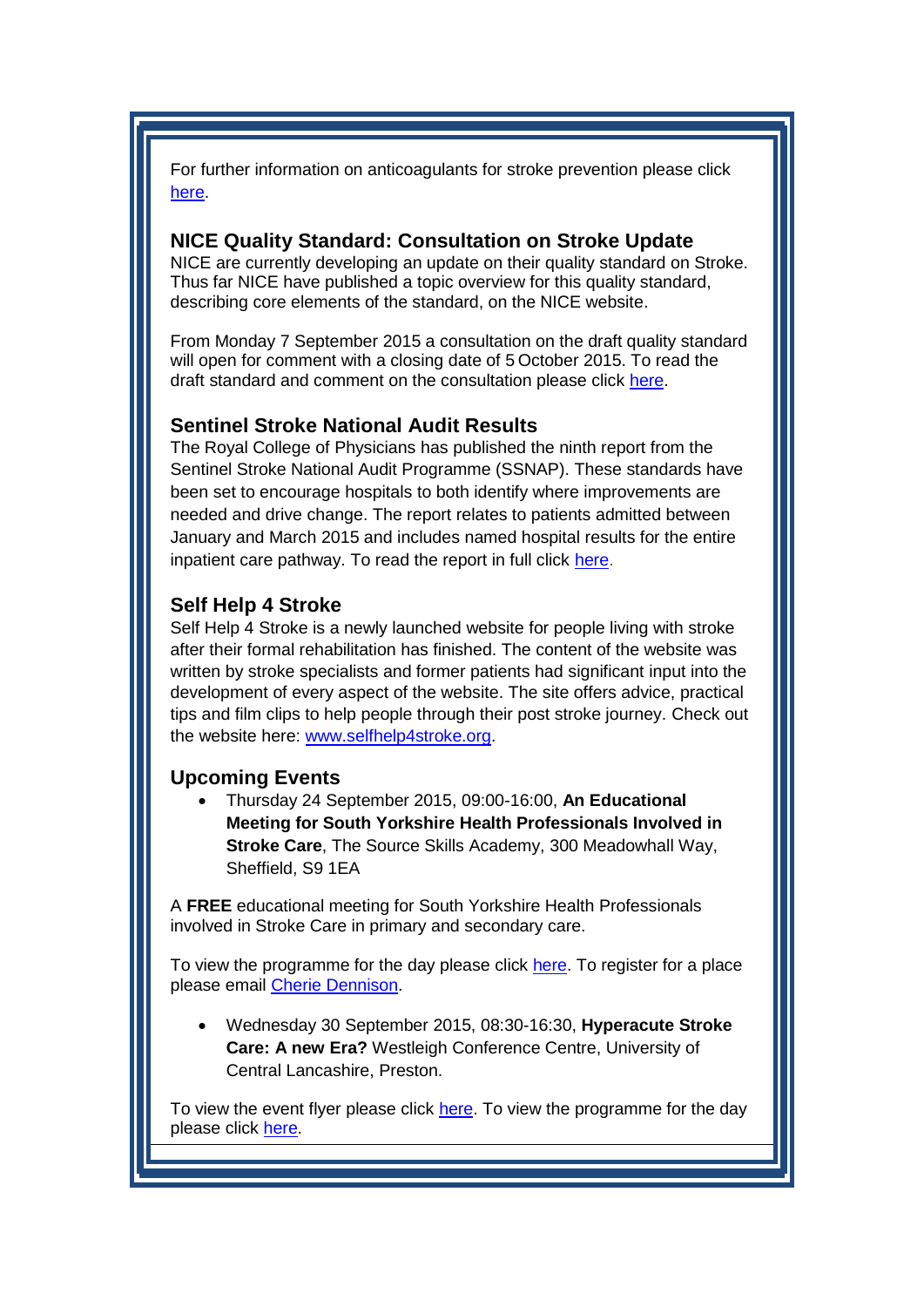For further information on anticoagulants for stroke prevention please click here.

### NICE Quality Standard: Consultation on Stroke Update

NICE are currently developing an update on their quality standard on Stroke. Thus far NICE have published a topic overview for this quality standard, describing core elements of the standard, on the NICE website.

From Monday 7 September 2015 a consultation on the draft quality standard will open for comment with a closing date of 5 October 2015. To read the draft standard and comment on the consultation please click here.

### Sentinel Stroke National Audit Results

The Royal College of Physicians has published the ninth report from the Sentinel Stroke National Audit Programme (SSNAP). These standards have been set to encourage hospitals to both identify where improvements are needed and drive change. The report relates to patients admitted between January and March 2015 and includes named hospital results for the entire inpatient care pathway. To read the report in full click here.

### Self Help 4 Stroke

Self Help 4 Stroke is a newly launched website for people living with stroke after their formal rehabilitation has finished. The content of the website was written by stroke specialists and former patients had significant input into the development of every aspect of the website. The site offers advice, practical tips and film clips to help people through their post stroke journey. Check out the website here: www.selfhelp4stroke.org.

### Upcoming Events

- Thursday 24 September 2015, 09:00-16:00, **An Educational Meeting for South Yorkshire Health Professionals Involved in Stroke Care**, The Source Skills Academy, 300 Meadowhall Way, Sheffield, S9 1EA

A **FREE** educational meeting for South Yorkshire Health Professionals involved in Stroke Care in primary and secondary care.

To view the programme for the day please click here. To register for a place please email Cherie Dennison.

- Wednesday 30 September 2015, 08:30-16:30, **Hyperacute Stroke Care: A new Era?** Westleigh Conference Centre, University of Central Lancashire, Preston.

To view the event flyer please click here. To view the programme for the day please click here.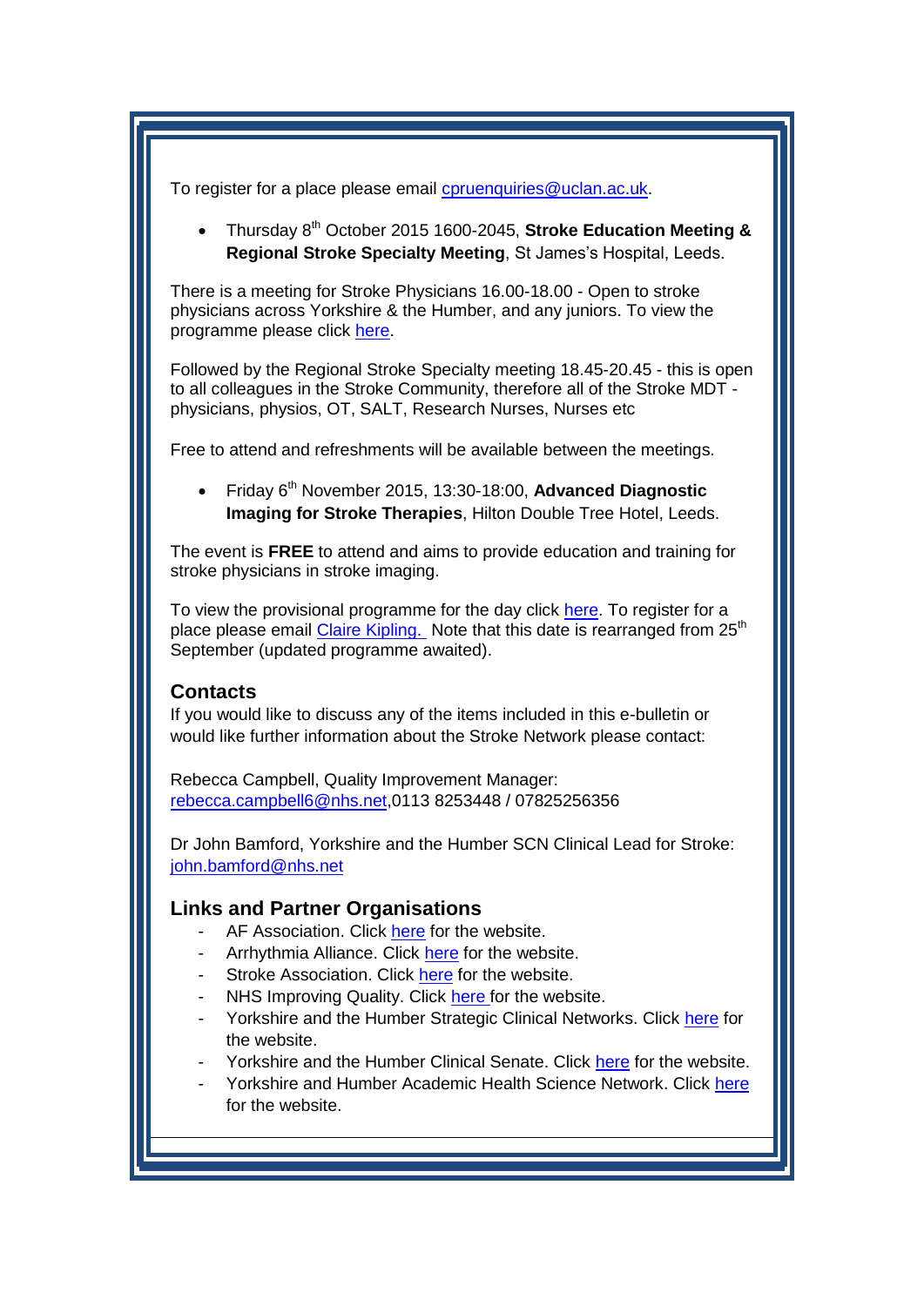To register for a place please email cpruenquiries@uclan.ac.uk.

- Thursday 8th October 2015 1600-2045, **Stroke Education Meeting & Regional Stroke Specialty Meeting**, St James's Hospital, Leeds.

There is a meeting for Stroke Physicians 16.00-18.00 - Open to stroke physicians across Yorkshire & the Humber, and any juniors. To view the programme please click here.

Followed by the Regional Stroke Specialty meeting 18.45-20.45 - this is open to all colleagues in the Stroke Community, therefore all of the Stroke MDT - physicians, physios, OT, SALT, Research Nurses, Nurses etc

Free to attend and refreshments will be available between the meetings.

- Friday 6th November 2015, 13:30-18:00, **Advanced Diagnostic Imaging for Stroke Therapies**, Hilton Double Tree Hotel, Leeds.

The event is **FREE** to attend and aims to provide education and training for stroke physicians in stroke imaging.

To view the provisional programme for the day click here. To register for a place please email Claire Kipling. Note that this date is rearranged from 25th September (updated programme awaited).

## Contacts

If you would like to discuss any of the items included in this e-bulletin or would like further information about the Stroke Network please contact:

Rebecca Campbell, Quality Improvement Manager: rebecca.campbell6@nhs.net,0113 8253448 / 07825256356

Dr John Bamford, Yorkshire and the Humber SCN Clinical Lead for Stroke: john.bamford@nhs.net

## Links and Partner Organisations

- AF Association. Click here for the website.
- Arrhythmia Alliance. Click here for the website.
- Stroke Association. Click here for the website.
- NHS Improving Quality. Click here for the website.
- Yorkshire and the Humber Strategic Clinical Networks. Click here for the website.
- Yorkshire and the Humber Clinical Senate. Click here for the website.
- Yorkshire and Humber Academic Health Science Network. Click here for the website.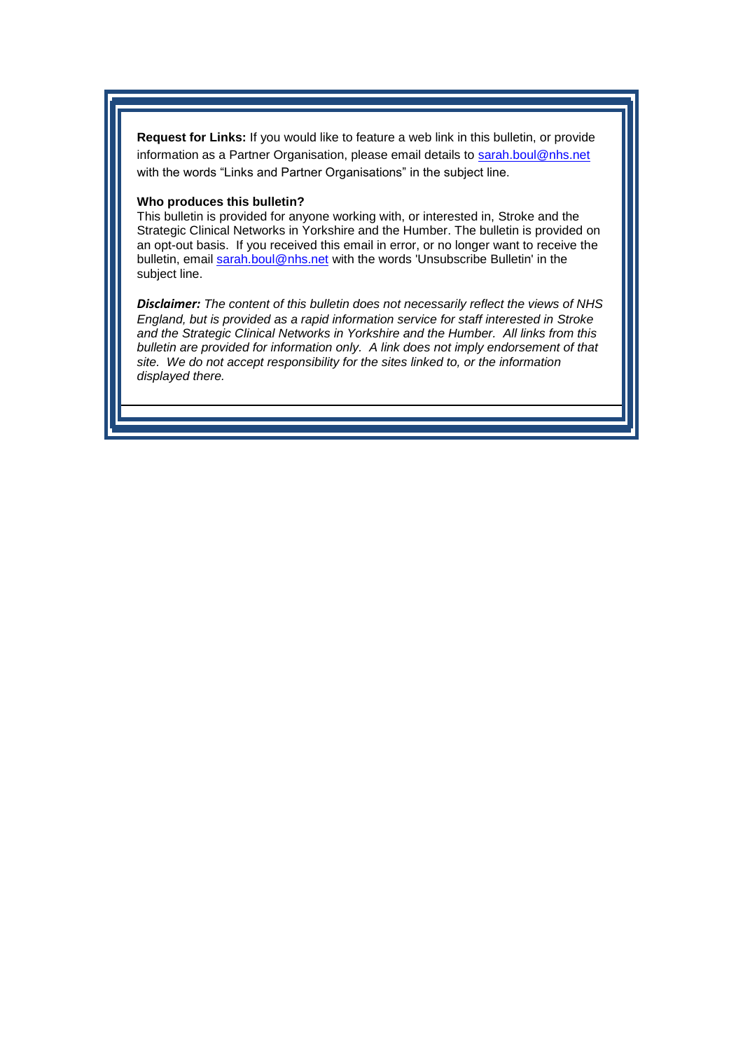**Request for Links:** If you would like to feature a web link in this bulletin, or provide information as a Partner Organisation, please email details to sarah.boul@nhs.net with the words "Links and Partner Organisations" in the subject line.

**Who produces this bulletin?**
This bulletin is provided for anyone working with, or interested in, Stroke and the Strategic Clinical Networks in Yorkshire and the Humber. The bulletin is provided on an opt-out basis. If you received this email in error, or no longer want to receive the bulletin, email sarah.boul@nhs.net with the words 'Unsubscribe Bulletin' in the subject line.

***Disclaimer:*** *The content of this bulletin does not necessarily reflect the views of NHS England, but is provided as a rapid information service for staff interested in Stroke and the Strategic Clinical Networks in Yorkshire and the Humber. All links from this bulletin are provided for information only. A link does not imply endorsement of that site. We do not accept responsibility for the sites linked to, or the information displayed there.*